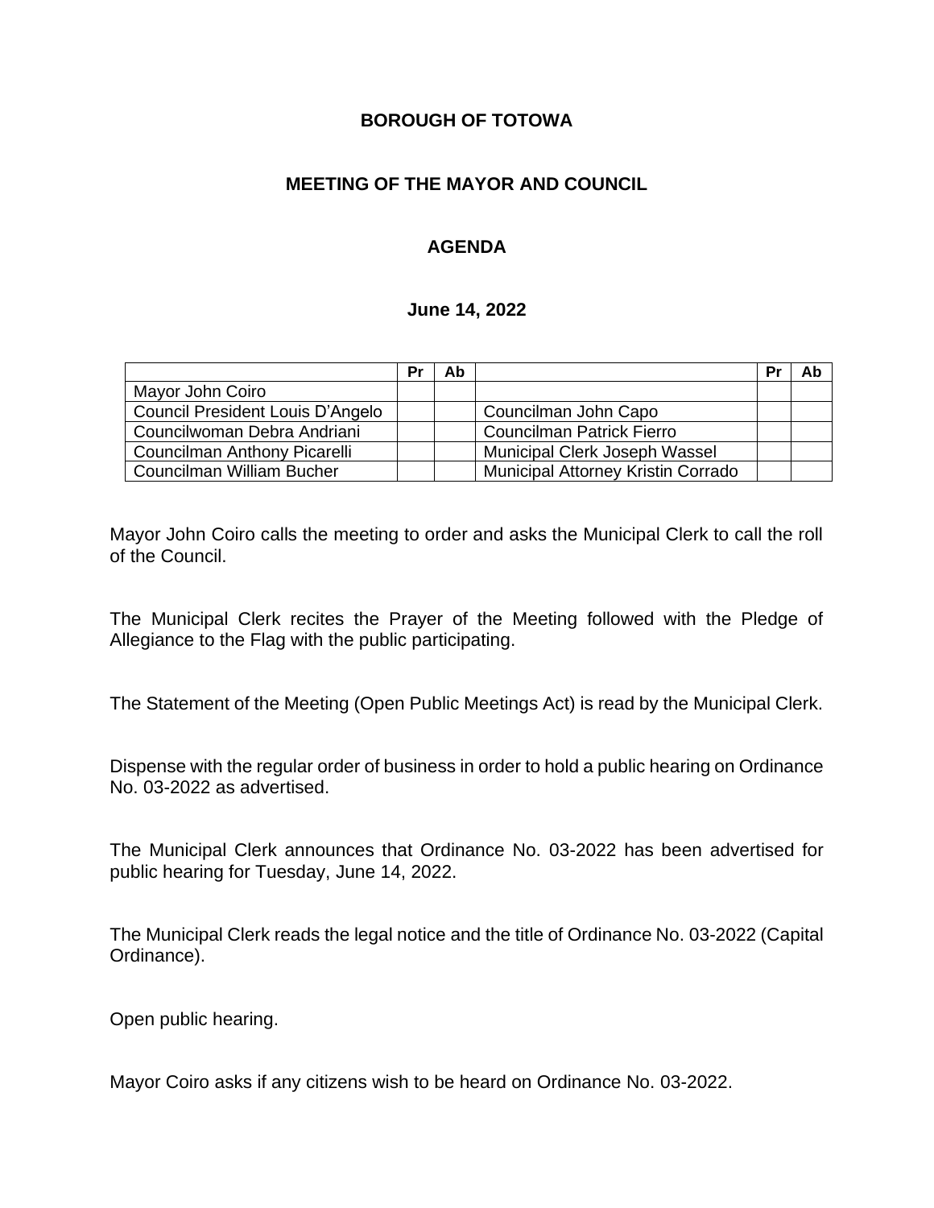# BOROUGH OF TOTOWA

## MEETING OF THE MAYOR AND COUNCIL

### AGENDA

**June 14, 2022**

| | Pr | Ab | | Pr | Ab |
|---|---|---|---|---|---|
| Mayor John Coiro | | | | | |
| Council President Louis D'Angelo | | | Councilman John Capo | | |
| Councilwoman Debra Andriani | | | Councilman Patrick Fierro | | |
| Councilman Anthony Picarelli | | | Municipal Clerk Joseph Wassel | | |
| Councilman William Bucher | | | Municipal Attorney Kristin Corrado | | |

Mayor John Coiro calls the meeting to order and asks the Municipal Clerk to call the roll of the Council.

The Municipal Clerk recites the Prayer of the Meeting followed with the Pledge of Allegiance to the Flag with the public participating.

The Statement of the Meeting (Open Public Meetings Act) is read by the Municipal Clerk.

Dispense with the regular order of business in order to hold a public hearing on Ordinance No. 03-2022 as advertised.

The Municipal Clerk announces that Ordinance No. 03-2022 has been advertised for public hearing for Tuesday, June 14, 2022.

The Municipal Clerk reads the legal notice and the title of Ordinance No. 03-2022 (Capital Ordinance).

Open public hearing.

Mayor Coiro asks if any citizens wish to be heard on Ordinance No. 03-2022.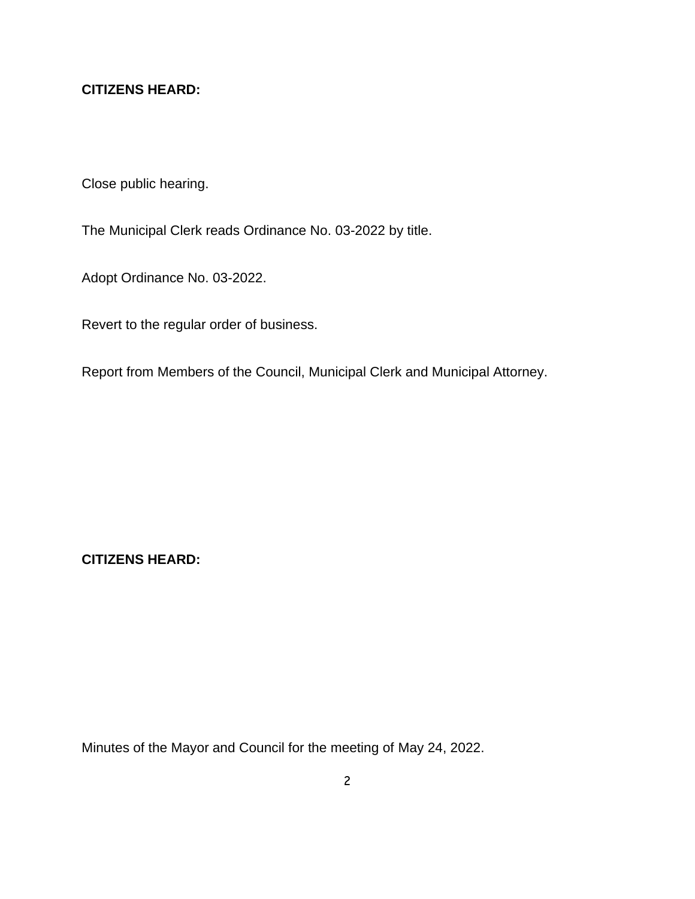**CITIZENS HEARD:**

Close public hearing.

The Municipal Clerk reads Ordinance No. 03-2022 by title.

Adopt Ordinance No. 03-2022.

Revert to the regular order of business.

Report from Members of the Council, Municipal Clerk and Municipal Attorney.

**CITIZENS HEARD:**

Minutes of the Mayor and Council for the meeting of May 24, 2022.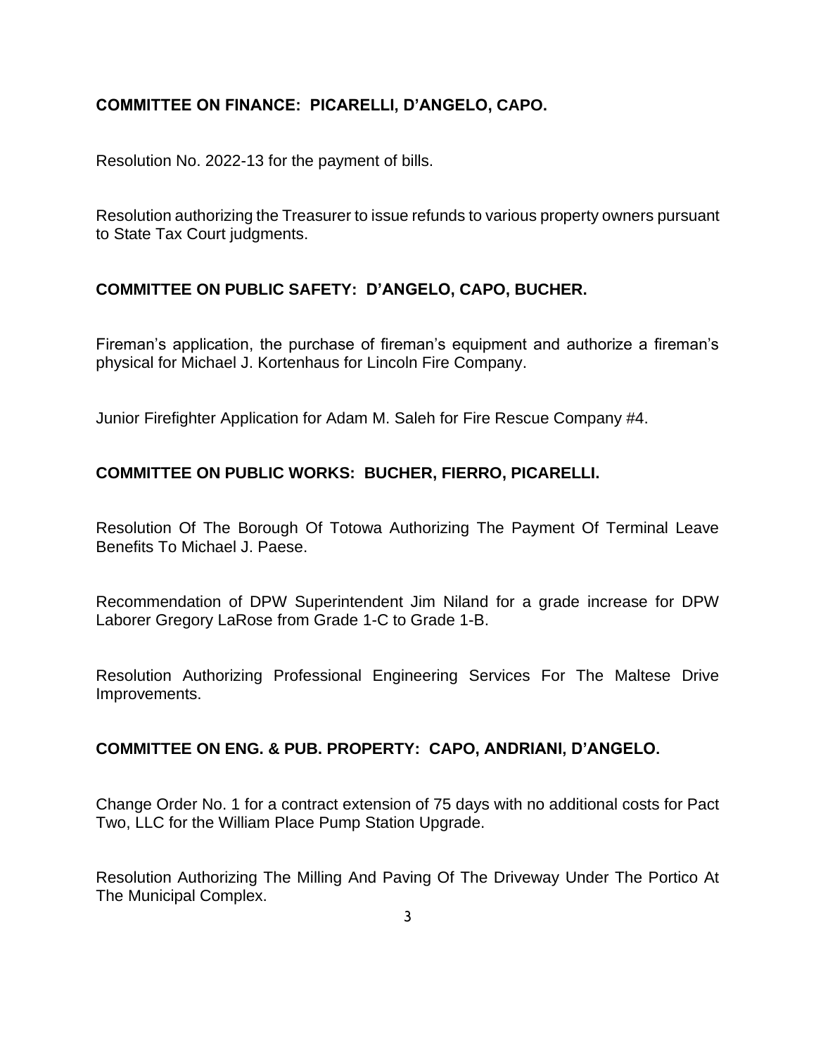**COMMITTEE ON FINANCE: PICARELLI, D'ANGELO, CAPO.**

Resolution No. 2022-13 for the payment of bills.

Resolution authorizing the Treasurer to issue refunds to various property owners pursuant to State Tax Court judgments.

**COMMITTEE ON PUBLIC SAFETY: D'ANGELO, CAPO, BUCHER.**

Fireman's application, the purchase of fireman's equipment and authorize a fireman's physical for Michael J. Kortenhaus for Lincoln Fire Company.

Junior Firefighter Application for Adam M. Saleh for Fire Rescue Company #4.

**COMMITTEE ON PUBLIC WORKS: BUCHER, FIERRO, PICARELLI.**

Resolution Of The Borough Of Totowa Authorizing The Payment Of Terminal Leave Benefits To Michael J. Paese.

Recommendation of DPW Superintendent Jim Niland for a grade increase for DPW Laborer Gregory LaRose from Grade 1-C to Grade 1-B.

Resolution Authorizing Professional Engineering Services For The Maltese Drive Improvements.

**COMMITTEE ON ENG. & PUB. PROPERTY: CAPO, ANDRIANI, D'ANGELO.**

Change Order No. 1 for a contract extension of 75 days with no additional costs for Pact Two, LLC for the William Place Pump Station Upgrade.

Resolution Authorizing The Milling And Paving Of The Driveway Under The Portico At The Municipal Complex.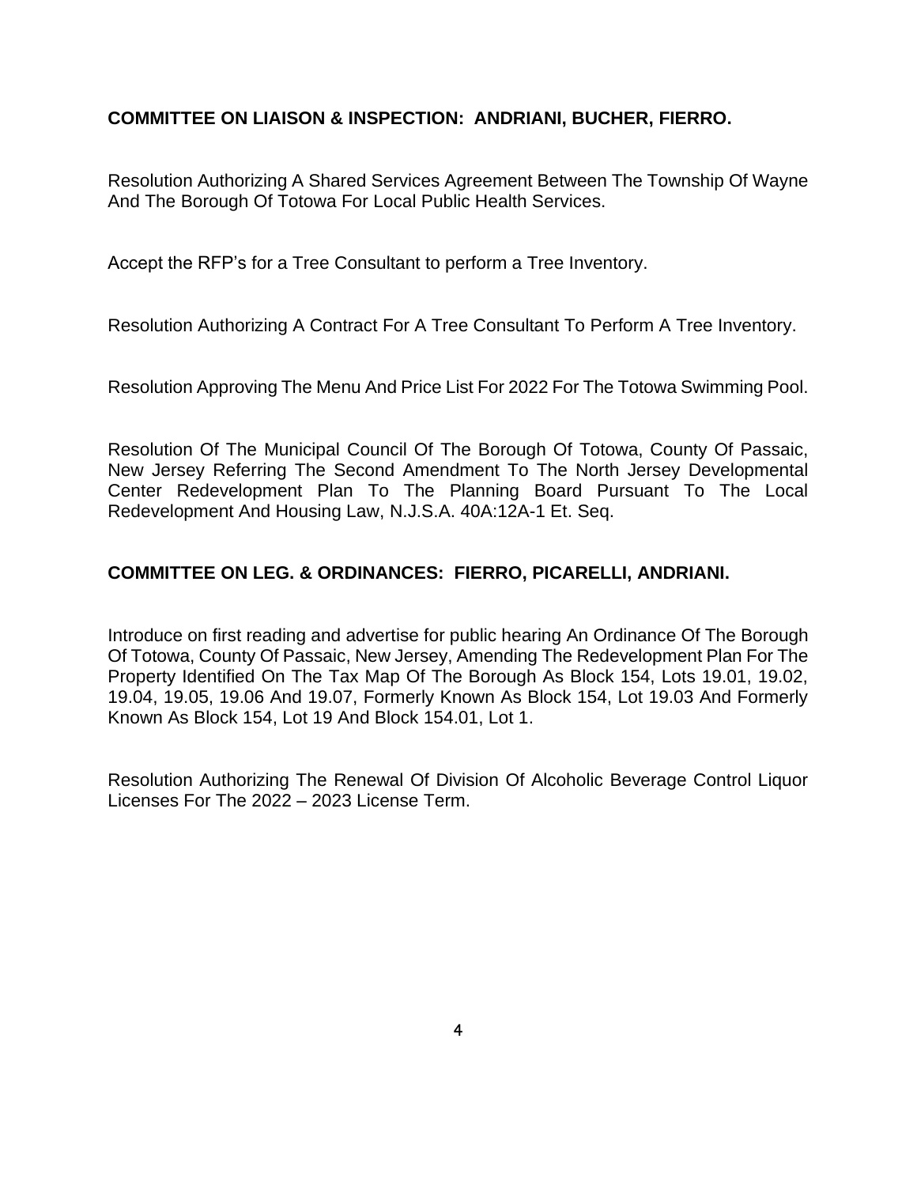**COMMITTEE ON LIAISON & INSPECTION: ANDRIANI, BUCHER, FIERRO.**

Resolution Authorizing A Shared Services Agreement Between The Township Of Wayne And The Borough Of Totowa For Local Public Health Services.

Accept the RFP's for a Tree Consultant to perform a Tree Inventory.

Resolution Authorizing A Contract For A Tree Consultant To Perform A Tree Inventory.

Resolution Approving The Menu And Price List For 2022 For The Totowa Swimming Pool.

Resolution Of The Municipal Council Of The Borough Of Totowa, County Of Passaic, New Jersey Referring The Second Amendment To The North Jersey Developmental Center Redevelopment Plan To The Planning Board Pursuant To The Local Redevelopment And Housing Law, N.J.S.A. 40A:12A-1 Et. Seq.

**COMMITTEE ON LEG. & ORDINANCES: FIERRO, PICARELLI, ANDRIANI.**

Introduce on first reading and advertise for public hearing An Ordinance Of The Borough Of Totowa, County Of Passaic, New Jersey, Amending The Redevelopment Plan For The Property Identified On The Tax Map Of The Borough As Block 154, Lots 19.01, 19.02, 19.04, 19.05, 19.06 And 19.07, Formerly Known As Block 154, Lot 19.03 And Formerly Known As Block 154, Lot 19 And Block 154.01, Lot 1.

Resolution Authorizing The Renewal Of Division Of Alcoholic Beverage Control Liquor Licenses For The 2022 – 2023 License Term.